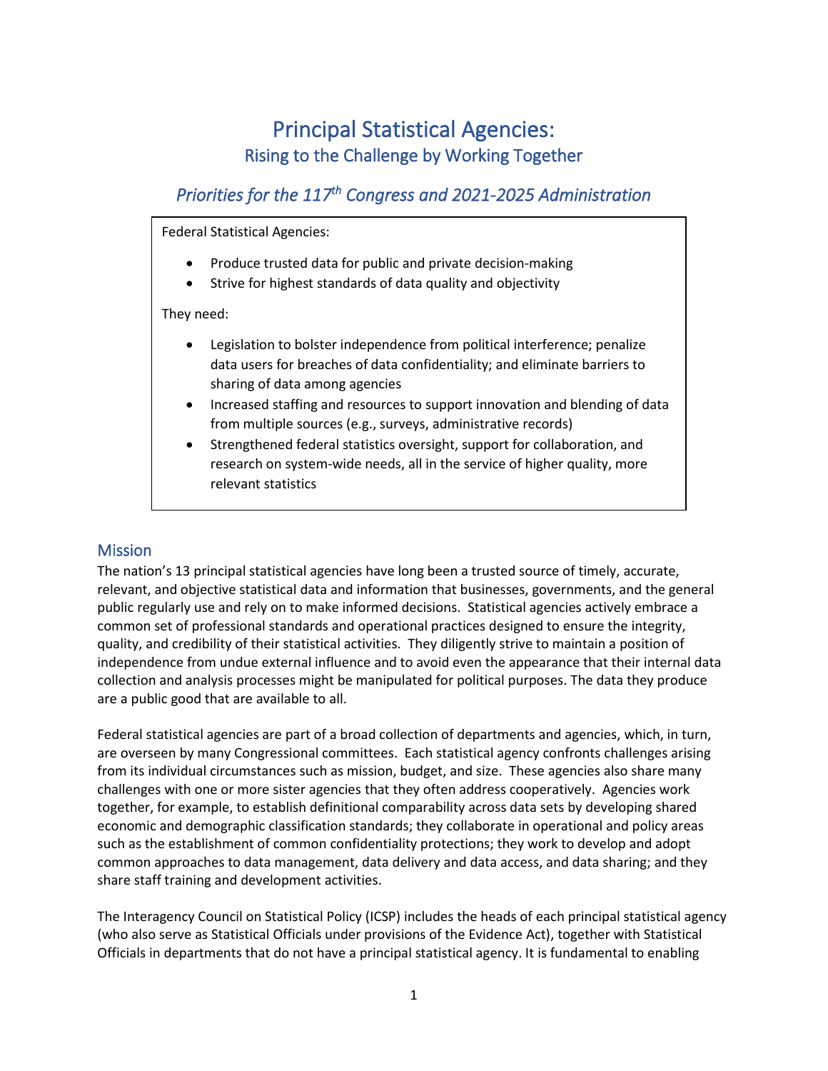# Principal Statistical Agencies:

## Rising to the Challenge by Working Together

### *Priorities for the 117th Congress and 2021-2025 Administration*

Federal Statistical Agencies:

- Produce trusted data for public and private decision-making
- Strive for highest standards of data quality and objectivity

They need:

- Legislation to bolster independence from political interference; penalize data users for breaches of data confidentiality; and eliminate barriers to sharing of data among agencies
- Increased staffing and resources to support innovation and blending of data from multiple sources (e.g., surveys, administrative records)
- Strengthened federal statistics oversight, support for collaboration, and research on system-wide needs, all in the service of higher quality, more relevant statistics

## Mission

The nation's 13 principal statistical agencies have long been a trusted source of timely, accurate, relevant, and objective statistical data and information that businesses, governments, and the general public regularly use and rely on to make informed decisions. Statistical agencies actively embrace a common set of professional standards and operational practices designed to ensure the integrity, quality, and credibility of their statistical activities. They diligently strive to maintain a position of independence from undue external influence and to avoid even the appearance that their internal data collection and analysis processes might be manipulated for political purposes. The data they produce are a public good that are available to all.

Federal statistical agencies are part of a broad collection of departments and agencies, which, in turn, are overseen by many Congressional committees. Each statistical agency confronts challenges arising from its individual circumstances such as mission, budget, and size. These agencies also share many challenges with one or more sister agencies that they often address cooperatively. Agencies work together, for example, to establish definitional comparability across data sets by developing shared economic and demographic classification standards; they collaborate in operational and policy areas such as the establishment of common confidentiality protections; they work to develop and adopt common approaches to data management, data delivery and data access, and data sharing; and they share staff training and development activities.

The Interagency Council on Statistical Policy (ICSP) includes the heads of each principal statistical agency (who also serve as Statistical Officials under provisions of the Evidence Act), together with Statistical Officials in departments that do not have a principal statistical agency. It is fundamental to enabling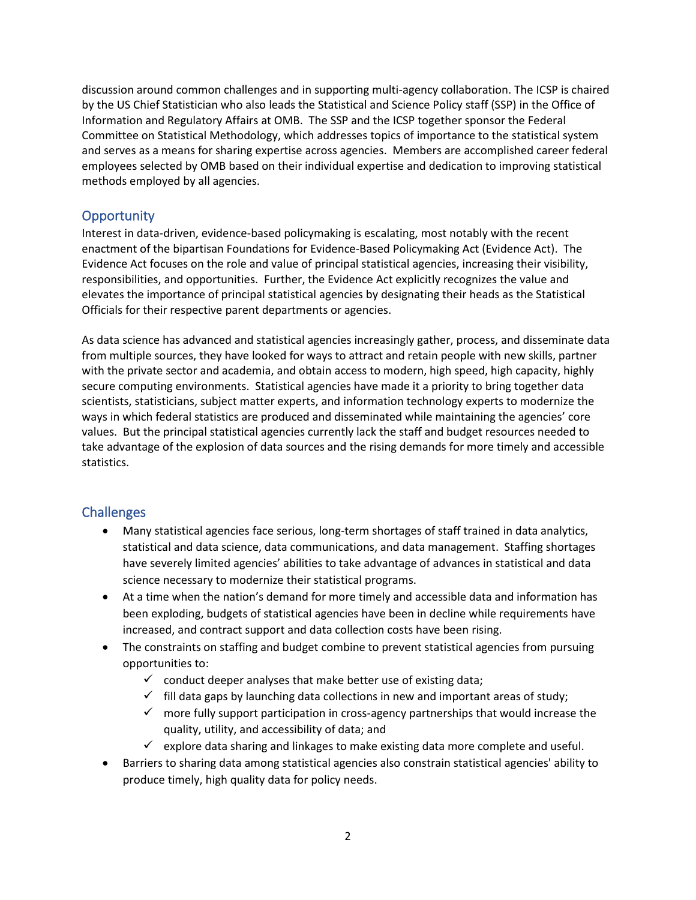discussion around common challenges and in supporting multi-agency collaboration. The ICSP is chaired by the US Chief Statistician who also leads the Statistical and Science Policy staff (SSP) in the Office of Information and Regulatory Affairs at OMB. The SSP and the ICSP together sponsor the Federal Committee on Statistical Methodology, which addresses topics of importance to the statistical system and serves as a means for sharing expertise across agencies. Members are accomplished career federal employees selected by OMB based on their individual expertise and dedication to improving statistical methods employed by all agencies.

## Opportunity

Interest in data-driven, evidence-based policymaking is escalating, most notably with the recent enactment of the bipartisan Foundations for Evidence-Based Policymaking Act (Evidence Act). The Evidence Act focuses on the role and value of principal statistical agencies, increasing their visibility, responsibilities, and opportunities. Further, the Evidence Act explicitly recognizes the value and elevates the importance of principal statistical agencies by designating their heads as the Statistical Officials for their respective parent departments or agencies.

As data science has advanced and statistical agencies increasingly gather, process, and disseminate data from multiple sources, they have looked for ways to attract and retain people with new skills, partner with the private sector and academia, and obtain access to modern, high speed, high capacity, highly secure computing environments. Statistical agencies have made it a priority to bring together data scientists, statisticians, subject matter experts, and information technology experts to modernize the ways in which federal statistics are produced and disseminated while maintaining the agencies' core values. But the principal statistical agencies currently lack the staff and budget resources needed to take advantage of the explosion of data sources and the rising demands for more timely and accessible statistics.

## Challenges

- Many statistical agencies face serious, long-term shortages of staff trained in data analytics, statistical and data science, data communications, and data management. Staffing shortages have severely limited agencies' abilities to take advantage of advances in statistical and data science necessary to modernize their statistical programs.
- At a time when the nation's demand for more timely and accessible data and information has been exploding, budgets of statistical agencies have been in decline while requirements have increased, and contract support and data collection costs have been rising.
- The constraints on staffing and budget combine to prevent statistical agencies from pursuing opportunities to:
  - ✓ conduct deeper analyses that make better use of existing data;
  - ✓ fill data gaps by launching data collections in new and important areas of study;
  - ✓ more fully support participation in cross-agency partnerships that would increase the quality, utility, and accessibility of data; and
  - ✓ explore data sharing and linkages to make existing data more complete and useful.
- Barriers to sharing data among statistical agencies also constrain statistical agencies' ability to produce timely, high quality data for policy needs.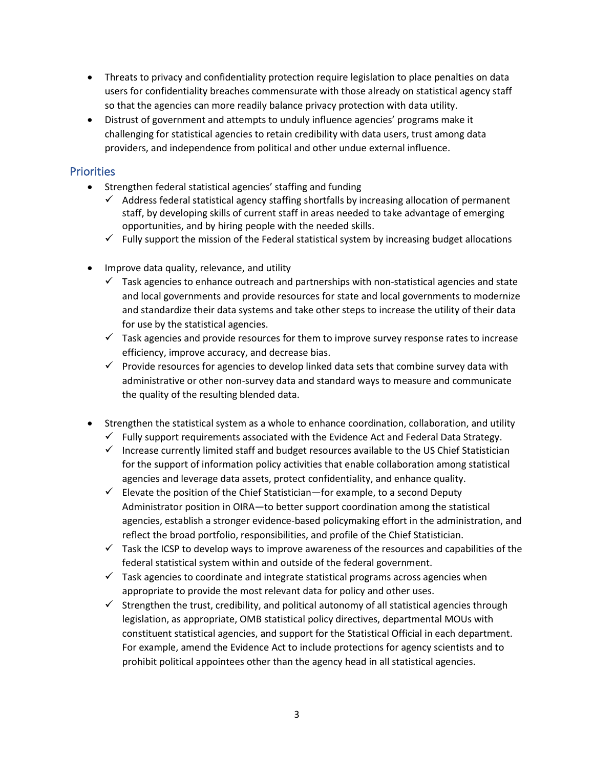- Threats to privacy and confidentiality protection require legislation to place penalties on data users for confidentiality breaches commensurate with those already on statistical agency staff so that the agencies can more readily balance privacy protection with data utility.
- Distrust of government and attempts to unduly influence agencies' programs make it challenging for statistical agencies to retain credibility with data users, trust among data providers, and independence from political and other undue external influence.

## Priorities

- Strengthen federal statistical agencies' staffing and funding
  - ✓ Address federal statistical agency staffing shortfalls by increasing allocation of permanent staff, by developing skills of current staff in areas needed to take advantage of emerging opportunities, and by hiring people with the needed skills.
  - ✓ Fully support the mission of the Federal statistical system by increasing budget allocations
- Improve data quality, relevance, and utility
  - ✓ Task agencies to enhance outreach and partnerships with non-statistical agencies and state and local governments and provide resources for state and local governments to modernize and standardize their data systems and take other steps to increase the utility of their data for use by the statistical agencies.
  - ✓ Task agencies and provide resources for them to improve survey response rates to increase efficiency, improve accuracy, and decrease bias.
  - ✓ Provide resources for agencies to develop linked data sets that combine survey data with administrative or other non-survey data and standard ways to measure and communicate the quality of the resulting blended data.
- Strengthen the statistical system as a whole to enhance coordination, collaboration, and utility
  - ✓ Fully support requirements associated with the Evidence Act and Federal Data Strategy.
  - ✓ Increase currently limited staff and budget resources available to the US Chief Statistician for the support of information policy activities that enable collaboration among statistical agencies and leverage data assets, protect confidentiality, and enhance quality.
  - ✓ Elevate the position of the Chief Statistician—for example, to a second Deputy Administrator position in OIRA—to better support coordination among the statistical agencies, establish a stronger evidence-based policymaking effort in the administration, and reflect the broad portfolio, responsibilities, and profile of the Chief Statistician.
  - ✓ Task the ICSP to develop ways to improve awareness of the resources and capabilities of the federal statistical system within and outside of the federal government.
  - ✓ Task agencies to coordinate and integrate statistical programs across agencies when appropriate to provide the most relevant data for policy and other uses.
  - ✓ Strengthen the trust, credibility, and political autonomy of all statistical agencies through legislation, as appropriate, OMB statistical policy directives, departmental MOUs with constituent statistical agencies, and support for the Statistical Official in each department. For example, amend the Evidence Act to include protections for agency scientists and to prohibit political appointees other than the agency head in all statistical agencies.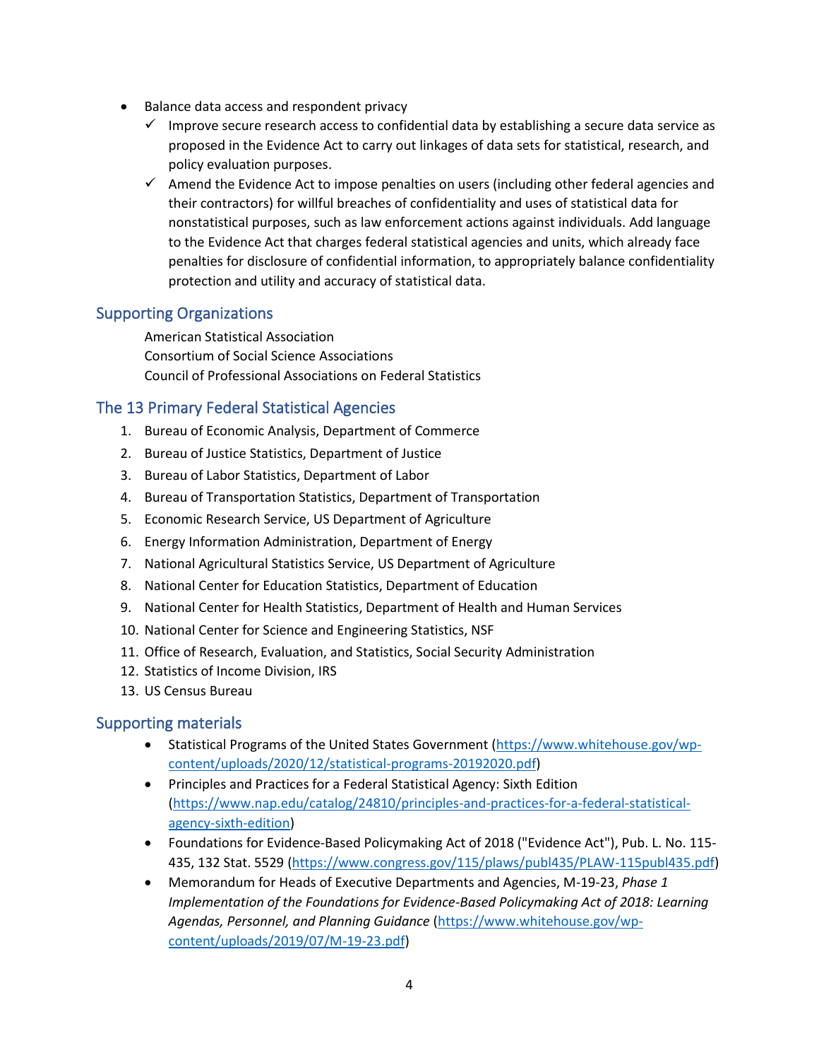- Balance data access and respondent privacy
  - ✓ Improve secure research access to confidential data by establishing a secure data service as proposed in the Evidence Act to carry out linkages of data sets for statistical, research, and policy evaluation purposes.
  - ✓ Amend the Evidence Act to impose penalties on users (including other federal agencies and their contractors) for willful breaches of confidentiality and uses of statistical data for nonstatistical purposes, such as law enforcement actions against individuals. Add language to the Evidence Act that charges federal statistical agencies and units, which already face penalties for disclosure of confidential information, to appropriately balance confidentiality protection and utility and accuracy of statistical data.

## Supporting Organizations

American Statistical Association
Consortium of Social Science Associations
Council of Professional Associations on Federal Statistics

## The 13 Primary Federal Statistical Agencies

1. Bureau of Economic Analysis, Department of Commerce
2. Bureau of Justice Statistics, Department of Justice
3. Bureau of Labor Statistics, Department of Labor
4. Bureau of Transportation Statistics, Department of Transportation
5. Economic Research Service, US Department of Agriculture
6. Energy Information Administration, Department of Energy
7. National Agricultural Statistics Service, US Department of Agriculture
8. National Center for Education Statistics, Department of Education
9. National Center for Health Statistics, Department of Health and Human Services
10. National Center for Science and Engineering Statistics, NSF
11. Office of Research, Evaluation, and Statistics, Social Security Administration
12. Statistics of Income Division, IRS
13. US Census Bureau

## Supporting materials

- Statistical Programs of the United States Government (https://www.whitehouse.gov/wp-content/uploads/2020/12/statistical-programs-20192020.pdf)
- Principles and Practices for a Federal Statistical Agency: Sixth Edition (https://www.nap.edu/catalog/24810/principles-and-practices-for-a-federal-statistical-agency-sixth-edition)
- Foundations for Evidence-Based Policymaking Act of 2018 ("Evidence Act"), Pub. L. No. 115-435, 132 Stat. 5529 (https://www.congress.gov/115/plaws/publ435/PLAW-115publ435.pdf)
- Memorandum for Heads of Executive Departments and Agencies, M-19-23, *Phase 1 Implementation of the Foundations for Evidence-Based Policymaking Act of 2018: Learning Agendas, Personnel, and Planning Guidance* (https://www.whitehouse.gov/wp-content/uploads/2019/07/M-19-23.pdf)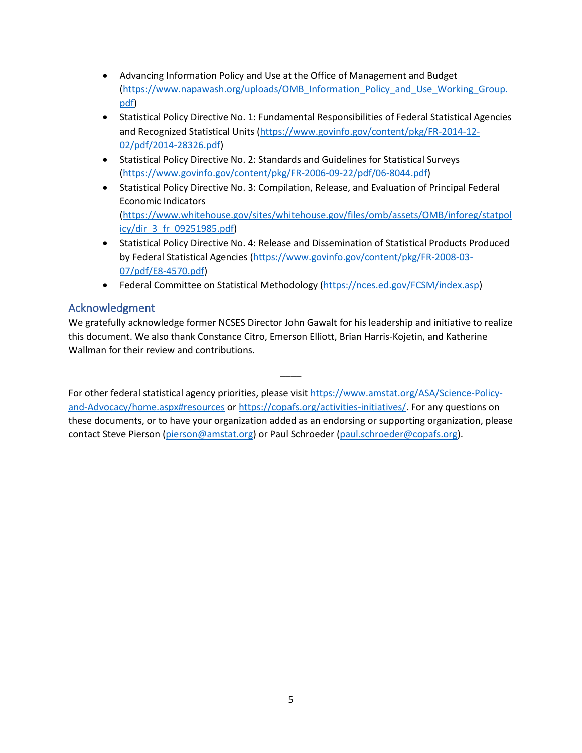- Advancing Information Policy and Use at the Office of Management and Budget (https://www.napawash.org/uploads/OMB_Information_Policy_and_Use_Working_Group.pdf)
- Statistical Policy Directive No. 1: Fundamental Responsibilities of Federal Statistical Agencies and Recognized Statistical Units (https://www.govinfo.gov/content/pkg/FR-2014-12-02/pdf/2014-28326.pdf)
- Statistical Policy Directive No. 2: Standards and Guidelines for Statistical Surveys (https://www.govinfo.gov/content/pkg/FR-2006-09-22/pdf/06-8044.pdf)
- Statistical Policy Directive No. 3: Compilation, Release, and Evaluation of Principal Federal Economic Indicators (https://www.whitehouse.gov/sites/whitehouse.gov/files/omb/assets/OMB/inforeg/statpolicy/dir_3_fr_09251985.pdf)
- Statistical Policy Directive No. 4: Release and Dissemination of Statistical Products Produced by Federal Statistical Agencies (https://www.govinfo.gov/content/pkg/FR-2008-03-07/pdf/E8-4570.pdf)
- Federal Committee on Statistical Methodology (https://nces.ed.gov/FCSM/index.asp)

## Acknowledgment

We gratefully acknowledge former NCSES Director John Gawalt for his leadership and initiative to realize this document. We also thank Constance Citro, Emerson Elliott, Brian Harris-Kojetin, and Katherine Wallman for their review and contributions.

\_\_\_\_

For other federal statistical agency priorities, please visit https://www.amstat.org/ASA/Science-Policy-and-Advocacy/home.aspx#resources or https://copafs.org/activities-initiatives/. For any questions on these documents, or to have your organization added as an endorsing or supporting organization, please contact Steve Pierson (pierson@amstat.org) or Paul Schroeder (paul.schroeder@copafs.org).